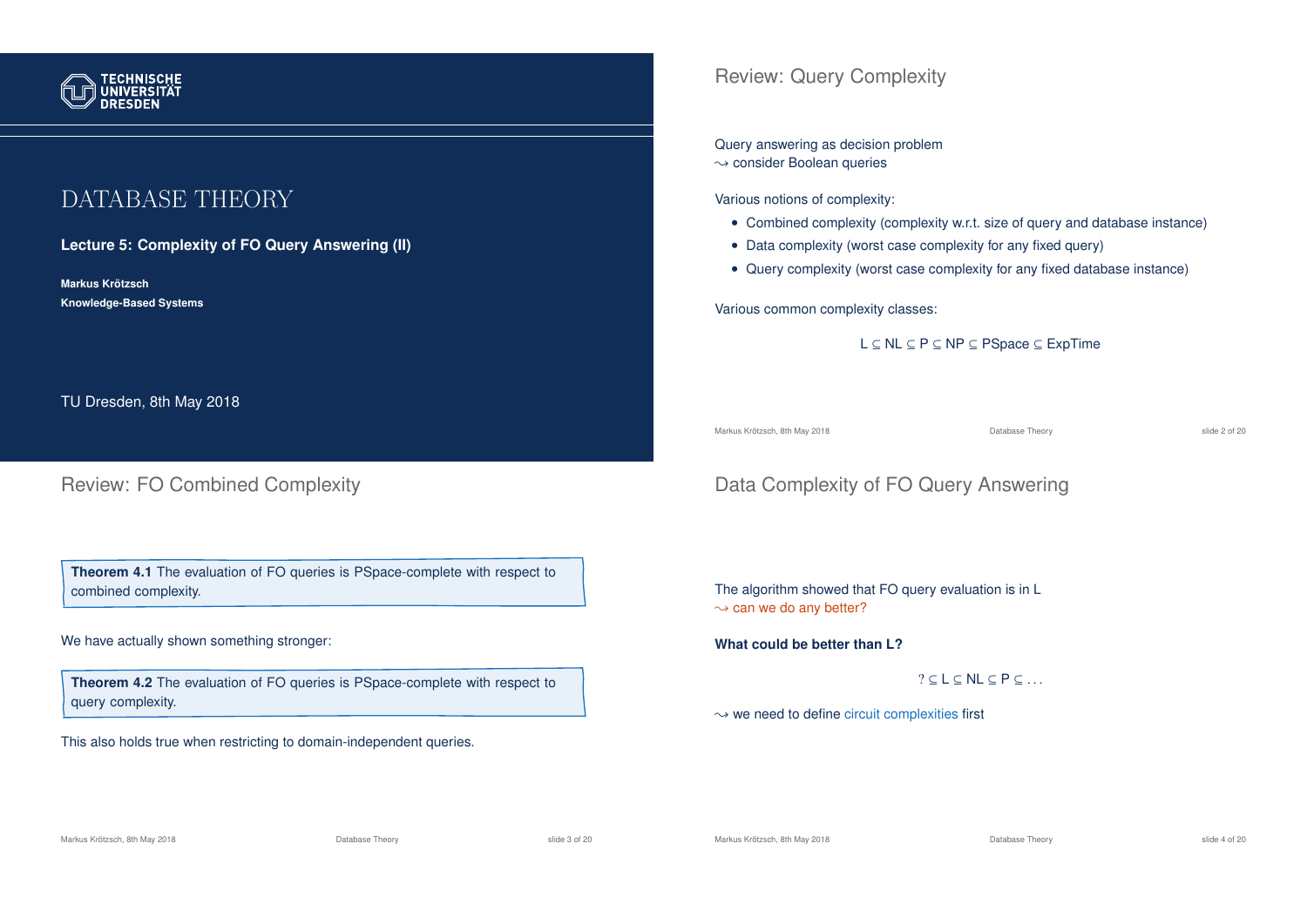TECHNISCHE UNIVERSITÄT DRESDEN

# DATABASE THEORY

**Lecture 5: Complexity of FO Query Answering (II)**

**Markus Krötzsch**
**Knowledge-Based Systems**

TU Dresden, 8th May 2018

## Review: Query Complexity

Query answering as decision problem
⇝ consider Boolean queries

Various notions of complexity:

- Combined complexity (complexity w.r.t. size of query and database instance)
- Data complexity (worst case complexity for any fixed query)
- Query complexity (worst case complexity for any fixed database instance)

Various common complexity classes:

$$\mathrm{L} \subseteq \mathrm{NL} \subseteq \mathrm{P} \subseteq \mathrm{NP} \subseteq \mathrm{PSpace} \subseteq \mathrm{ExpTime}$$

## Review: FO Combined Complexity

**Theorem 4.1** The evaluation of FO queries is PSpace-complete with respect to combined complexity.

We have actually shown something stronger:

**Theorem 4.2** The evaluation of FO queries is PSpace-complete with respect to query complexity.

This also holds true when restricting to domain-independent queries.

## Data Complexity of FO Query Answering

The algorithm showed that FO query evaluation is in L
⇝ can we do any better?

**What could be better than L?**

$$? \subseteq \mathrm{L} \subseteq \mathrm{NL} \subseteq \mathrm{P} \subseteq \ldots$$

⇝ we need to define circuit complexities first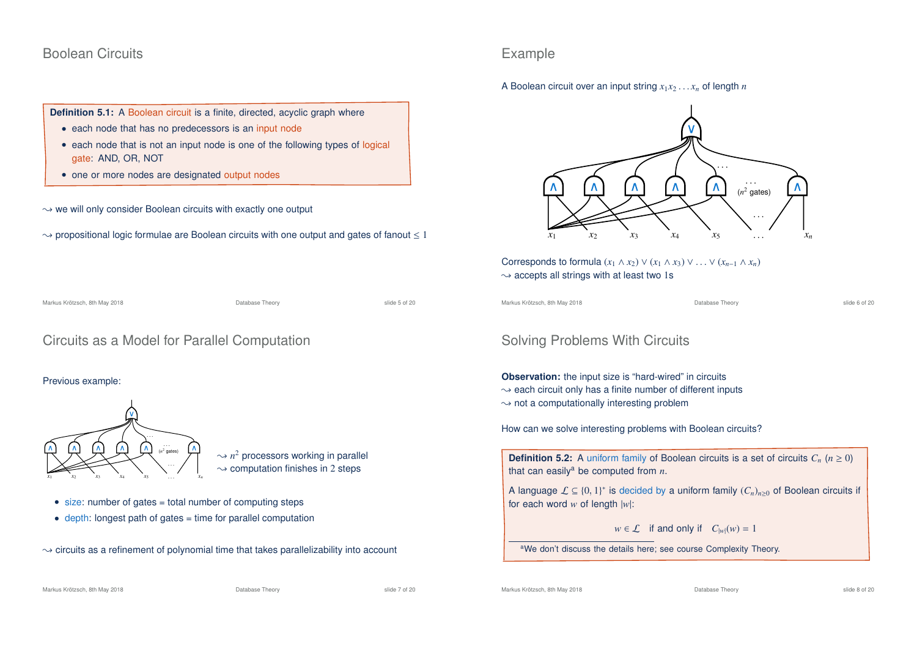## Boolean Circuits

**Definition 5.1:** A Boolean circuit is a finite, directed, acyclic graph where

- each node that has no predecessors is an input node
- each node that is not an input node is one of the following types of logical gate: AND, OR, NOT
- one or more nodes are designated output nodes

⇝ we will only consider Boolean circuits with exactly one output

⇝ propositional logic formulae are Boolean circuits with one output and gates of fanout $\leq 1$

## Example

A Boolean circuit over an input string $x_1 x_2 \ldots x_n$ of length $n$

Corresponds to formula $(x_1 \wedge x_2) \vee (x_1 \wedge x_3) \vee \ldots \vee (x_{n-1} \wedge x_n)$
⇝ accepts all strings with at least two 1s

## Circuits as a Model for Parallel Computation

Previous example:

⇝ $n^2$ processors working in parallel
⇝ computation finishes in 2 steps

- size: number of gates = total number of computing steps
- depth: longest path of gates = time for parallel computation

⇝ circuits as a refinement of polynomial time that takes parallelizability into account

## Solving Problems With Circuits

**Observation:** the input size is "hard-wired" in circuits
⇝ each circuit only has a finite number of different inputs
⇝ not a computationally interesting problem

How can we solve interesting problems with Boolean circuits?

**Definition 5.2:** A uniform family of Boolean circuits is a set of circuits $C_n$ ($n \geq 0$) that can easily[a] be computed from $n$.

A language $\mathcal{L} \subseteq \{0,1\}^*$ is decided by a uniform family $(C_n)_{n \geq 0}$ of Boolean circuits if for each word $w$ of length $|w|$:

$$w \in \mathcal{L} \quad \text{if and only if} \quad C_{|w|}(w) = 1$$

[a] We don't discuss the details here; see course Complexity Theory.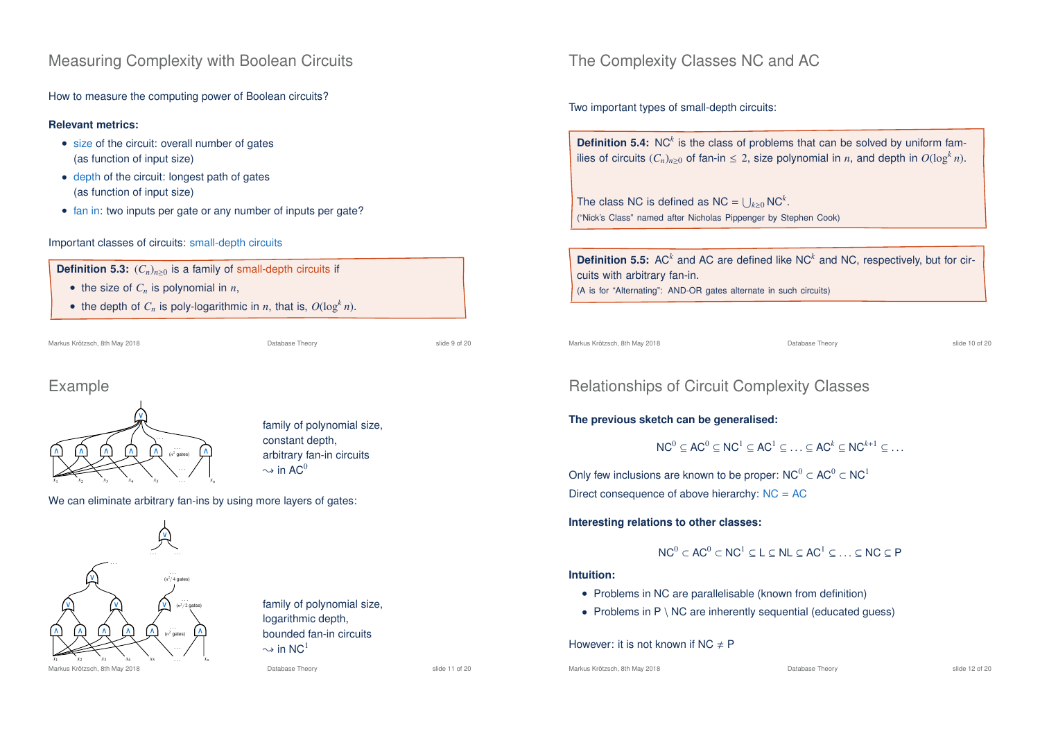## Measuring Complexity with Boolean Circuits

How to measure the computing power of Boolean circuits?

**Relevant metrics:**

- size of the circuit: overall number of gates (as function of input size)
- depth of the circuit: longest path of gates (as function of input size)
- fan in: two inputs per gate or any number of inputs per gate?

Important classes of circuits: small-depth circuits

**Definition 5.3:** $(C_n)_{n\geq 0}$ is a family of small-depth circuits if

- the size of $C_n$ is polynomial in $n$,
- the depth of $C_n$ is poly-logarithmic in $n$, that is, $O(\log^k n)$.

## The Complexity Classes NC and AC

Two important types of small-depth circuits:

**Definition 5.4:** $\mathsf{NC}^k$ is the class of problems that can be solved by uniform families of circuits $(C_n)_{n\geq 0}$ of fan-in $\leq 2$, size polynomial in $n$, and depth in $O(\log^k n)$.

The class NC is defined as $\mathsf{NC} = \bigcup_{k\geq 0} \mathsf{NC}^k$.
("Nick's Class" named after Nicholas Pippenger by Stephen Cook)

**Definition 5.5:** $\mathsf{AC}^k$ and AC are defined like $\mathsf{NC}^k$ and NC, respectively, but for circuits with arbitrary fan-in.
(A is for "Alternating": AND-OR gates alternate in such circuits)

## Example

family of polynomial size, constant depth, arbitrary fan-in circuits $\leadsto$ in $\mathsf{AC}^0$

We can eliminate arbitrary fan-ins by using more layers of gates:

family of polynomial size, logarithmic depth, bounded fan-in circuits $\leadsto$ in $\mathsf{NC}^1$

## Relationships of Circuit Complexity Classes

**The previous sketch can be generalised:**

$$\mathsf{NC}^0 \subseteq \mathsf{AC}^0 \subseteq \mathsf{NC}^1 \subseteq \mathsf{AC}^1 \subseteq \ldots \subseteq \mathsf{AC}^k \subseteq \mathsf{NC}^{k+1} \subseteq \ldots$$

Only few inclusions are known to be proper: $\mathsf{NC}^0 \subset \mathsf{AC}^0 \subset \mathsf{NC}^1$

Direct consequence of above hierarchy: NC = AC

**Interesting relations to other classes:**

$$\mathsf{NC}^0 \subset \mathsf{AC}^0 \subset \mathsf{NC}^1 \subseteq \mathsf{L} \subseteq \mathsf{NL} \subseteq \mathsf{AC}^1 \subseteq \ldots \subseteq \mathsf{NC} \subseteq \mathsf{P}$$

**Intuition:**

- Problems in NC are parallelisable (known from definition)
- Problems in P \ NC are inherently sequential (educated guess)

However: it is not known if NC ≠ P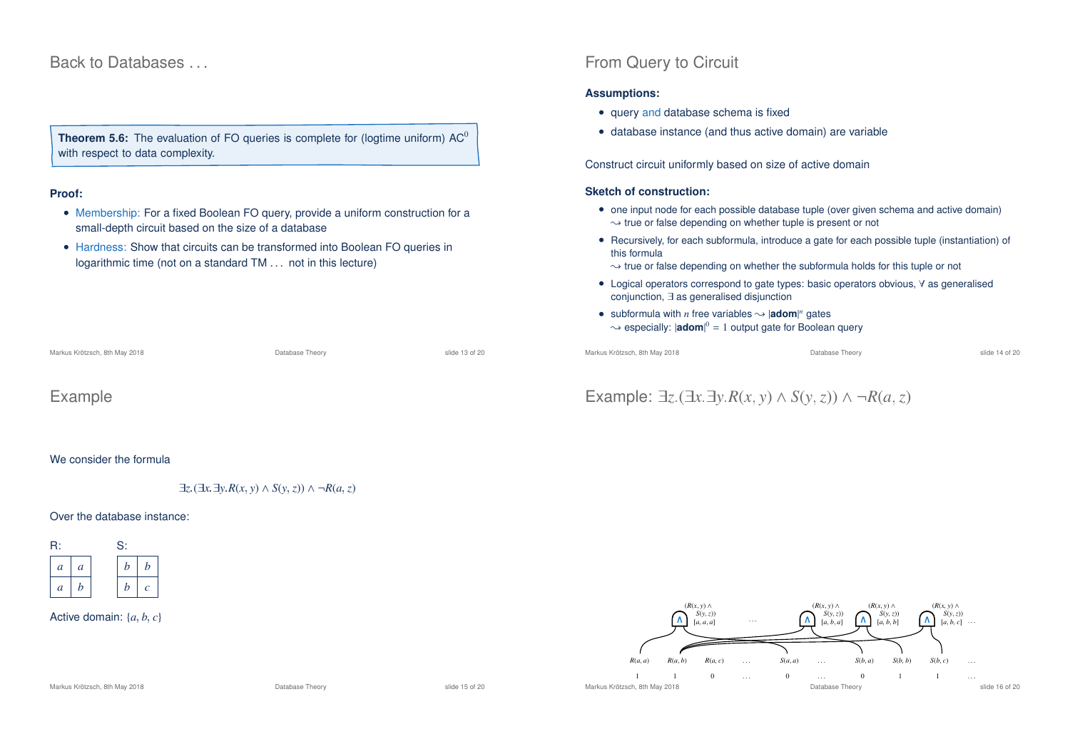## Back to Databases . . .

**Theorem 5.6:** The evaluation of FO queries is complete for (logtime uniform) $AC^0$ with respect to data complexity.

**Proof:**

- Membership: For a fixed Boolean FO query, provide a uniform construction for a small-depth circuit based on the size of a database
- Hardness: Show that circuits can be transformed into Boolean FO queries in logarithmic time (not on a standard TM . . . not in this lecture)

## From Query to Circuit

**Assumptions:**

- query and database schema is fixed
- database instance (and thus active domain) are variable

Construct circuit uniformly based on size of active domain

**Sketch of construction:**

- one input node for each possible database tuple (over given schema and active domain)
  $\leadsto$ true or false depending on whether tuple is present or not
- Recursively, for each subformula, introduce a gate for each possible tuple (instantiation) of this formula
  $\leadsto$ true or false depending on whether the subformula holds for this tuple or not
- Logical operators correspond to gate types: basic operators obvious, $\forall$ as generalised conjunction, $\exists$ as generalised disjunction
- subformula with $n$ free variables $\leadsto$ $|\mathbf{adom}|^n$ gates
  $\leadsto$ especially: $|\mathbf{adom}|^0 = 1$ output gate for Boolean query

## Example

We consider the formula

$$\exists z.(\exists x.\exists y.R(x,y) \wedge S(y,z)) \wedge \neg R(a,z)$$

Over the database instance:

R:

| | |
|---|---|
| $a$ | $a$ |
| $a$ | $b$ |

S:

| | |
|---|---|
| $b$ | $b$ |
| $b$ | $c$ |

Active domain: $\{a, b, c\}$

## Example: $\exists z.(\exists x.\exists y.R(x,y) \wedge S(y,z)) \wedge \neg R(a,z)$

Gates: $(R(x,y) \wedge S(y,z))$ $[a,a,a]$ . . . $(R(x,y) \wedge S(y,z))$ $[a,b,a]$ $(R(x,y) \wedge S(y,z))$ $[a,b,b]$ $(R(x,y) \wedge S(y,z))$ $[a,b,c]$ . . .

| $R(a,a)$ | $R(a,b)$ | $R(a,c)$ | . . . | $S(a,a)$ | . . . | $S(b,a)$ | $S(b,b)$ | $S(b,c)$ | . . . |
|---|---|---|---|---|---|---|---|---|---|
| 1 | 1 | 0 | . . . | 0 | . . . | 0 | 1 | 1 | . . . |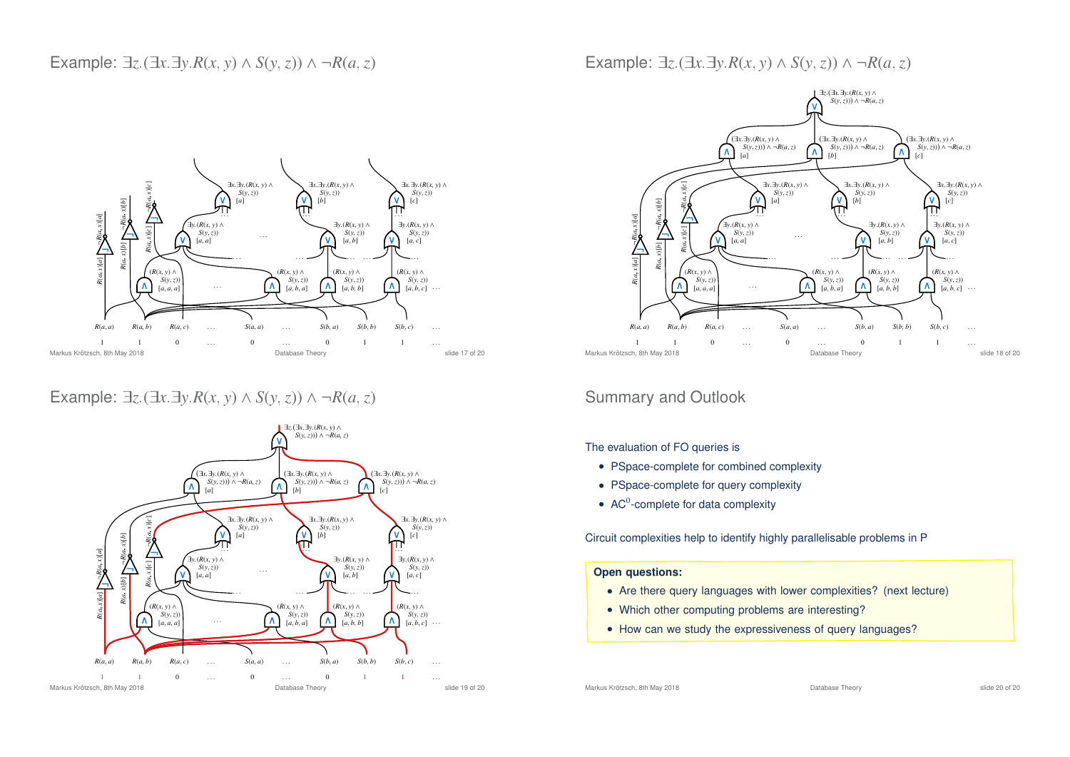## Example: $\exists z.(\exists x.\exists y.R(x,y) \wedge S(y,z)) \wedge \neg R(a,z)$

$\exists x.\exists y.(R(x,y) \wedge S(y,z))$ $[a]$

$\exists x.\exists y.(R(x,y) \wedge S(y,z))$ $[b]$

$\exists x.\exists y.(R(x,y) \wedge S(y,z))$ $[c]$

$\exists y.(R(x,y) \wedge S(y,z))$ $[a,a]$

$\exists y.(R(x,y) \wedge S(y,z))$ $[a,b]$

$\exists y.(R(x,y) \wedge S(y,z))$ $[a,c]$

$(R(x,y) \wedge S(y,z))$ $[a,a,a]$

$(R(x,y) \wedge S(y,z))$ $[a,b,a]$

$(R(x,y) \wedge S(y,z))$ $[a,b,b]$

$(R(x,y) \wedge S(y,z))$ $[a,b,c]$

$R(a,x)[a]$, $\neg R(a,x)[a]$, $R(a,x)[b]$, $\neg R(a,x)[b]$, $R(a,x)[c]$, $\neg R(a,x)[c]$

$R(a,a)$ $R(a,b)$ $R(a,c)$ … $S(a,a)$ … $S(b,a)$ $S(b,b)$ $S(b,c)$ …

1 1 0 … 0 … 0 1 1 …

## Example: $\exists z.(\exists x.\exists y.R(x,y) \wedge S(y,z)) \wedge \neg R(a,z)$

$\exists z.(\exists x.\exists y.(R(x,y) \wedge S(y,z))) \wedge \neg R(a,z)$

$(\exists x.\exists y.(R(x,y) \wedge S(y,z))) \wedge \neg R(a,z)$ $[a]$

$(\exists x.\exists y.(R(x,y) \wedge S(y,z))) \wedge \neg R(a,z)$ $[b]$

$(\exists x.\exists y.(R(x,y) \wedge S(y,z))) \wedge \neg R(a,z)$ $[c]$

$\exists x.\exists y.(R(x,y) \wedge S(y,z))$ $[a]$

$\exists x.\exists y.(R(x,y) \wedge S(y,z))$ $[b]$

$\exists x.\exists y.(R(x,y) \wedge S(y,z))$ $[c]$

$\exists y.(R(x,y) \wedge S(y,z))$ $[a,a]$

$\exists y.(R(x,y) \wedge S(y,z))$ $[a,b]$

$\exists y.(R(x,y) \wedge S(y,z))$ $[a,c]$

$(R(x,y) \wedge S(y,z))$ $[a,a,a]$

$(R(x,y) \wedge S(y,z))$ $[a,b,a]$

$(R(x,y) \wedge S(y,z))$ $[a,b,b]$

$(R(x,y) \wedge S(y,z))$ $[a,b,c]$

$R(a,a)$ $R(a,b)$ $R(a,c)$ … $S(a,a)$ … $S(b,a)$ $S(b,b)$ $S(b,c)$ …

1 1 0 … 0 … 0 1 1 …

## Example: $\exists z.(\exists x.\exists y.R(x,y) \wedge S(y,z)) \wedge \neg R(a,z)$

$\exists z.(\exists x.\exists y.(R(x,y) \wedge S(y,z))) \wedge \neg R(a,z)$

$(\exists x.\exists y.(R(x,y) \wedge S(y,z))) \wedge \neg R(a,z)$ $[a]$

$(\exists x.\exists y.(R(x,y) \wedge S(y,z))) \wedge \neg R(a,z)$ $[b]$

$(\exists x.\exists y.(R(x,y) \wedge S(y,z))) \wedge \neg R(a,z)$ $[c]$

$\exists x.\exists y.(R(x,y) \wedge S(y,z))$ $[a]$

$\exists x.\exists y.(R(x,y) \wedge S(y,z))$ $[b]$

$\exists x.\exists y.(R(x,y) \wedge S(y,z))$ $[c]$

$\exists y.(R(x,y) \wedge S(y,z))$ $[a,a]$

$\exists y.(R(x,y) \wedge S(y,z))$ $[a,b]$

$\exists y.(R(x,y) \wedge S(y,z))$ $[a,c]$

$(R(x,y) \wedge S(y,z))$ $[a,a,a]$

$(R(x,y) \wedge S(y,z))$ $[a,b,a]$

$(R(x,y) \wedge S(y,z))$ $[a,b,b]$

$(R(x,y) \wedge S(y,z))$ $[a,b,c]$

$R(a,a)$ $R(a,b)$ $R(a,c)$ … $S(a,a)$ … $S(b,a)$ $S(b,b)$ $S(b,c)$ …

1 1 0 … 0 … 0 1 1 …

## Summary and Outlook

The evaluation of FO queries is

- PSpace-complete for combined complexity
- PSpace-complete for query complexity
- $AC^0$-complete for data complexity

Circuit complexities help to identify highly parallelisable problems in P

**Open questions:**

- Are there query languages with lower complexities? (next lecture)
- Which other computing problems are interesting?
- How can we study the expressiveness of query languages?